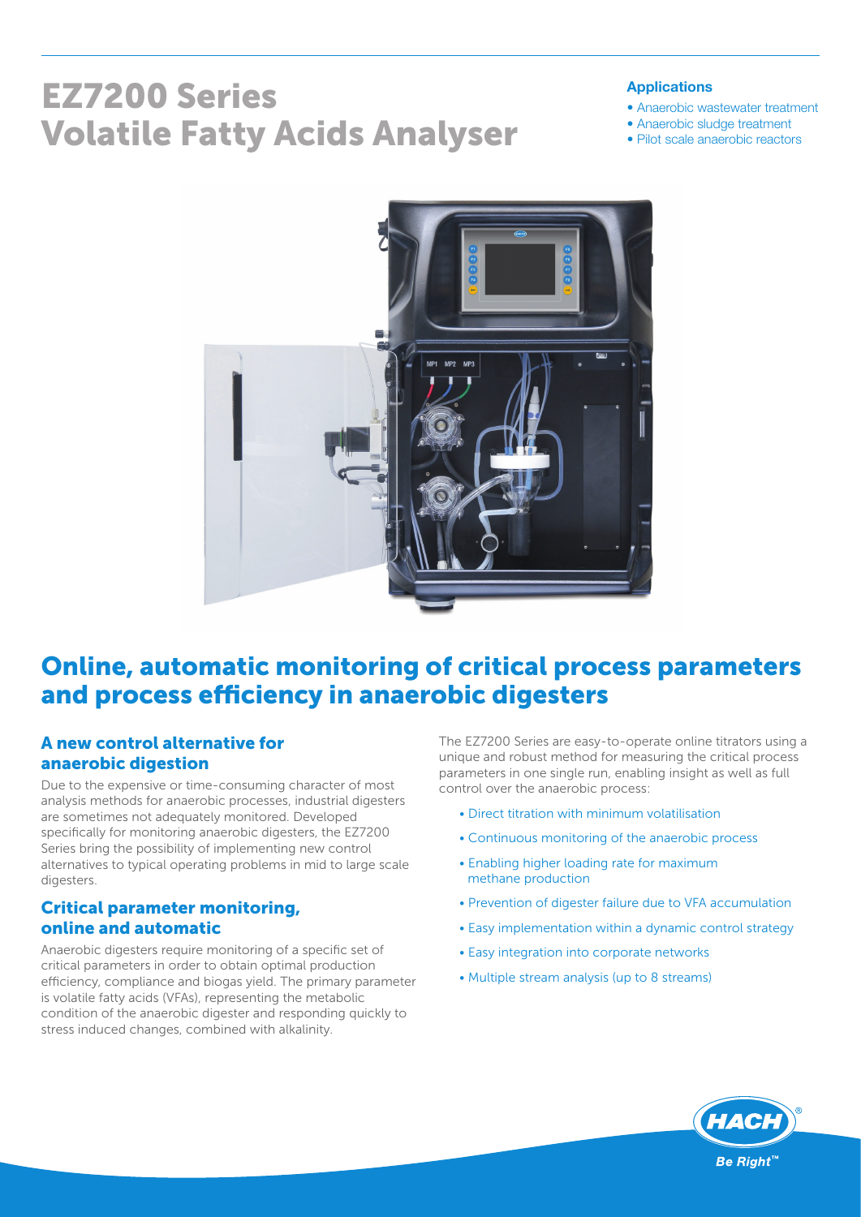# EZ7200 Series Volatile Fatty Acids Analyser

### Applications

- Anaerobic wastewater treatment
- Anaerobic sludge treatment
- Pilot scale anaerobic reactors

## Online, automatic monitoring of critical process parameters and process efficiency in anaerobic digesters

### A new control alternative for anaerobic digestion

Due to the expensive or time-consuming character of most analysis methods for anaerobic processes, industrial digesters are sometimes not adequately monitored. Developed specifically for monitoring anaerobic digesters, the EZ7200 Series bring the possibility of implementing new control alternatives to typical operating problems in mid to large scale digesters.

### Critical parameter monitoring, online and automatic

Anaerobic digesters require monitoring of a specific set of critical parameters in order to obtain optimal production efficiency, compliance and biogas yield. The primary parameter is volatile fatty acids (VFAs), representing the metabolic condition of the anaerobic digester and responding quickly to stress induced changes, combined with alkalinity.

The EZ7200 Series are easy-to-operate online titrators using a unique and robust method for measuring the critical process parameters in one single run, enabling insight as well as full control over the anaerobic process:

- Direct titration with minimum volatilisation
- Continuous monitoring of the anaerobic process
- Enabling higher loading rate for maximum methane production
- Prevention of digester failure due to VFA accumulation
- Easy implementation within a dynamic control strategy
- Easy integration into corporate networks
- Multiple stream analysis (up to 8 streams)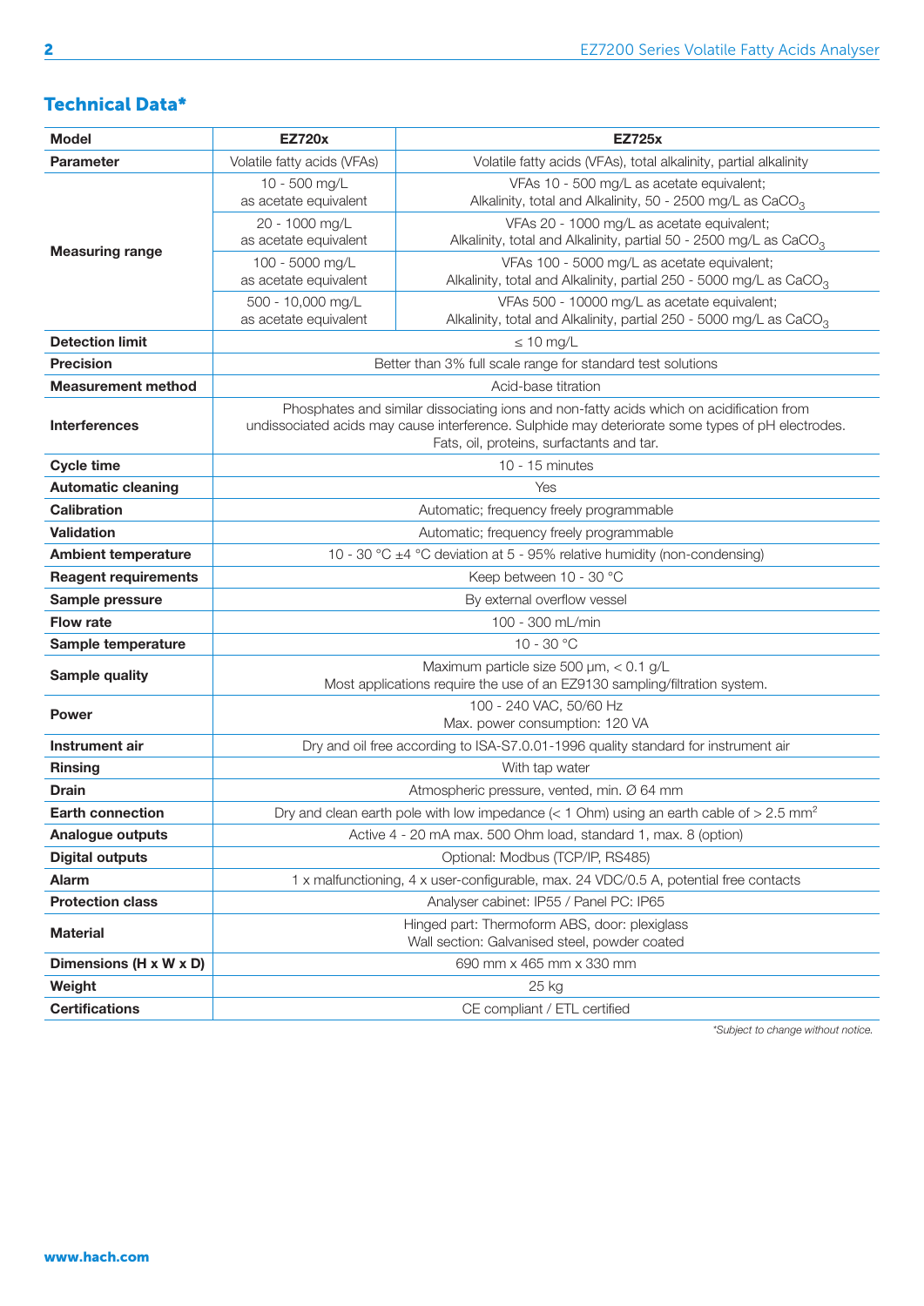## Technical Data*

| Model | EZ720x | EZ725x |
|---|---|---|
| Parameter | Volatile fatty acids (VFAs) | Volatile fatty acids (VFAs), total alkalinity, partial alkalinity |
| Measuring range | 10 - 500 mg/L as acetate equivalent | VFAs 10 - 500 mg/L as acetate equivalent; Alkalinity, total and Alkalinity, 50 - 2500 mg/L as $CaCO_3$ |
| | 20 - 1000 mg/L as acetate equivalent | VFAs 20 - 1000 mg/L as acetate equivalent; Alkalinity, total and Alkalinity, partial 50 - 2500 mg/L as $CaCO_3$ |
| | 100 - 5000 mg/L as acetate equivalent | VFAs 100 - 5000 mg/L as acetate equivalent; Alkalinity, total and Alkalinity, partial 250 - 5000 mg/L as $CaCO_3$ |
| | 500 - 10,000 mg/L as acetate equivalent | VFAs 500 - 10000 mg/L as acetate equivalent; Alkalinity, total and Alkalinity, partial 250 - 5000 mg/L as $CaCO_3$ |
| Detection limit | ≤ 10 mg/L | |
| Precision | Better than 3% full scale range for standard test solutions | |
| Measurement method | Acid-base titration | |
| Interferences | Phosphates and similar dissociating ions and non-fatty acids which on acidification from undissociated acids may cause interference. Sulphide may deteriorate some types of pH electrodes. Fats, oil, proteins, surfactants and tar. | |
| Cycle time | 10 - 15 minutes | |
| Automatic cleaning | Yes | |
| Calibration | Automatic; frequency freely programmable | |
| Validation | Automatic; frequency freely programmable | |
| Ambient temperature | 10 - 30 °C ±4 °C deviation at 5 - 95% relative humidity (non-condensing) | |
| Reagent requirements | Keep between 10 - 30 °C | |
| Sample pressure | By external overflow vessel | |
| Flow rate | 100 - 300 mL/min | |
| Sample temperature | 10 - 30 °C | |
| Sample quality | Maximum particle size 500 µm, < 0.1 g/L. Most applications require the use of an EZ9130 sampling/filtration system. | |
| Power | 100 - 240 VAC, 50/60 Hz. Max. power consumption: 120 VA | |
| Instrument air | Dry and oil free according to ISA-S7.0.01-1996 quality standard for instrument air | |
| Rinsing | With tap water | |
| Drain | Atmospheric pressure, vented, min. Ø 64 mm | |
| Earth connection | Dry and clean earth pole with low impedance (< 1 Ohm) using an earth cable of > 2.5 $mm^2$ | |
| Analogue outputs | Active 4 - 20 mA max. 500 Ohm load, standard 1, max. 8 (option) | |
| Digital outputs | Optional: Modbus (TCP/IP, RS485) | |
| Alarm | 1 x malfunctioning, 4 x user-configurable, max. 24 VDC/0.5 A, potential free contacts | |
| Protection class | Analyser cabinet: IP55 / Panel PC: IP65 | |
| Material | Hinged part: Thermoform ABS, door: plexiglass. Wall section: Galvanised steel, powder coated | |
| Dimensions (H x W x D) | 690 mm x 465 mm x 330 mm | |
| Weight | 25 kg | |
| Certifications | CE compliant / ETL certified | |

*\*Subject to change without notice.*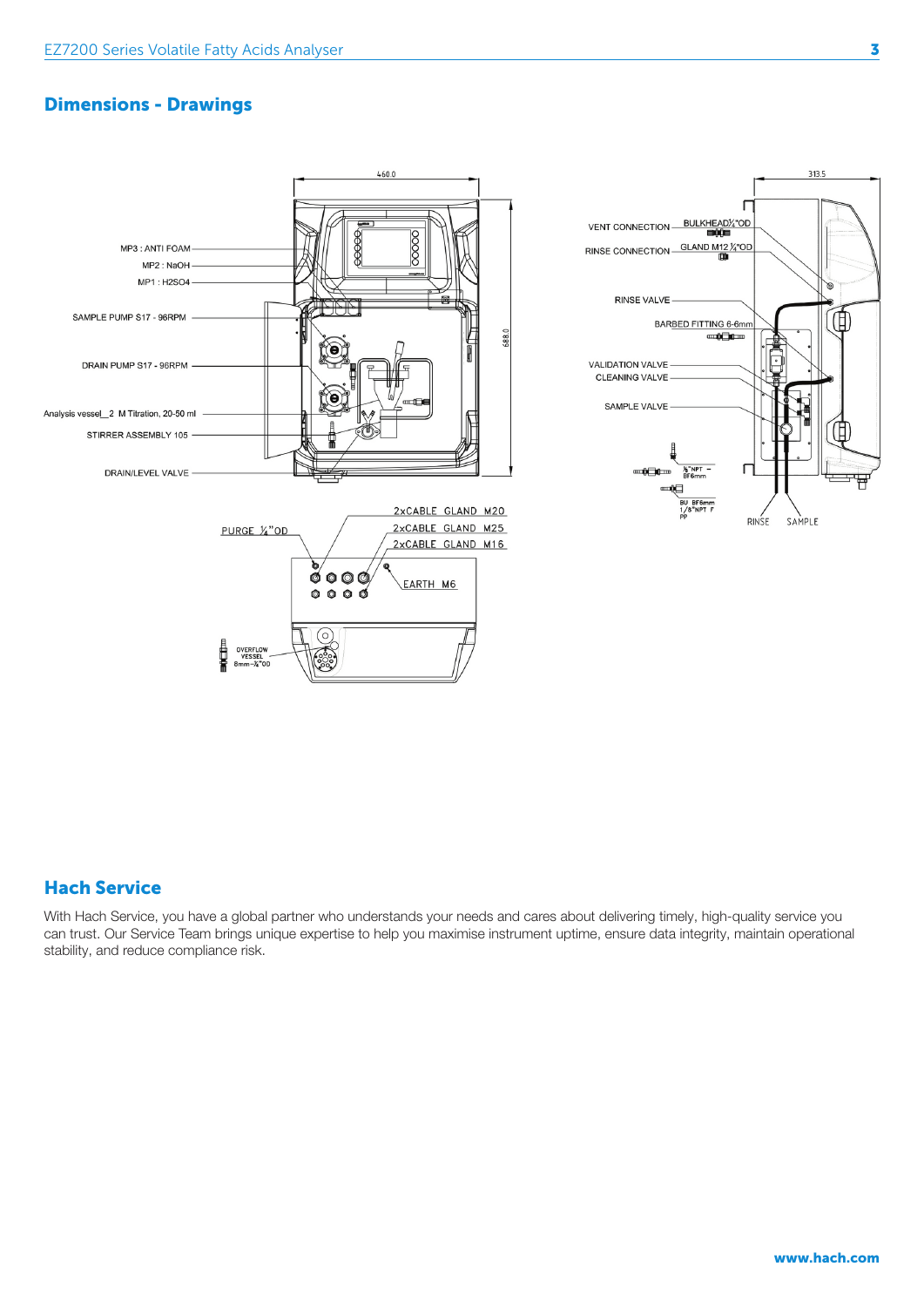## Dimensions - Drawings

## Hach Service

With Hach Service, you have a global partner who understands your needs and cares about delivering timely, high-quality service you can trust. Our Service Team brings unique expertise to help you maximise instrument uptime, ensure data integrity, maintain operational stability, and reduce compliance risk.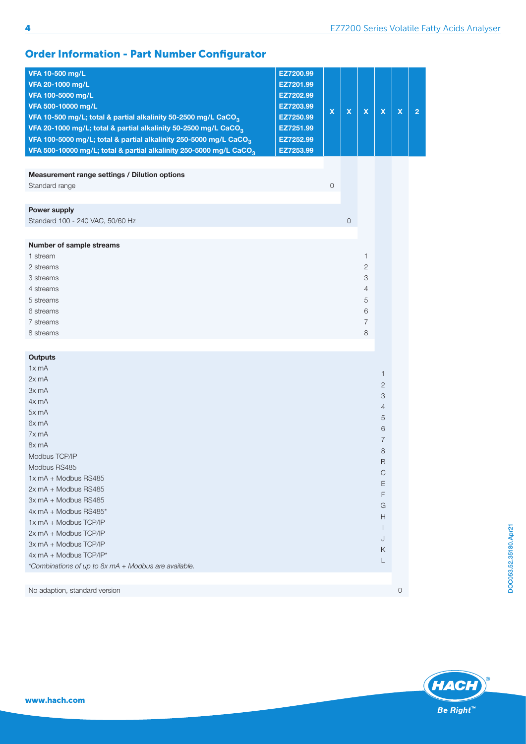## Order Information - Part Number Configurator

| | | | | | | | |
|---|---|---|---|---|---|---|---|
| **VFA 10-500 mg/L**<br>**VFA 20-1000 mg/L**<br>**VFA 100-5000 mg/L**<br>**VFA 500-10000 mg/L**<br>**VFA 10-500 mg/L; total & partial alkalinity 50-2500 mg/L $CaCO_3$**<br>**VFA 20-1000 mg/L; total & partial alkalinity 50-2500 mg/L $CaCO_3$**<br>**VFA 100-5000 mg/L; total & partial alkalinity 250-5000 mg/L $CaCO_3$**<br>**VFA 500-10000 mg/L; total & partial alkalinity 250-5000 mg/L $CaCO_3$** | **EZ7200.99**<br>**EZ7201.99**<br>**EZ7202.99**<br>**EZ7203.99**<br>**EZ7250.99**<br>**EZ7251.99**<br>**EZ7252.99**<br>**EZ7253.99** | **X** | **X** | **X** | **X** | **X** | **2** |
| **Measurement range settings / Dilution options** | | | | | | | |
| Standard range | | 0 | | | | | |
| **Power supply** | | | | | | | |
| Standard 100 - 240 VAC, 50/60 Hz | | | 0 | | | | |
| **Number of sample streams** | | | | | | | |
| 1 stream | | | | 1 | | | |
| 2 streams | | | | 2 | | | |
| 3 streams | | | | 3 | | | |
| 4 streams | | | | 4 | | | |
| 5 streams | | | | 5 | | | |
| 6 streams | | | | 6 | | | |
| 7 streams | | | | 7 | | | |
| 8 streams | | | | 8 | | | |
| **Outputs** | | | | | | | |
| 1x mA | | | | | 1 | | |
| 2x mA | | | | | 2 | | |
| 3x mA | | | | | 3 | | |
| 4x mA | | | | | 4 | | |
| 5x mA | | | | | 5 | | |
| 6x mA | | | | | 6 | | |
| 7x mA | | | | | 7 | | |
| 8x mA | | | | | 8 | | |
| Modbus TCP/IP | | | | | B | | |
| Modbus RS485 | | | | | C | | |
| 1x mA + Modbus RS485 | | | | | E | | |
| 2x mA + Modbus RS485 | | | | | F | | |
| 3x mA + Modbus RS485 | | | | | G | | |
| 4x mA + Modbus RS485* | | | | | H | | |
| 1x mA + Modbus TCP/IP | | | | | I | | |
| 2x mA + Modbus TCP/IP | | | | | J | | |
| 3x mA + Modbus TCP/IP | | | | | K | | |
| 4x mA + Modbus TCP/IP* | | | | | L | | |
| *Combinations of up to 8x mA + Modbus are available.* | | | | | | | |
| No adaption, standard version | | | | | | 0 | |

DOC053.52.35180.Apr21

www.hach.com